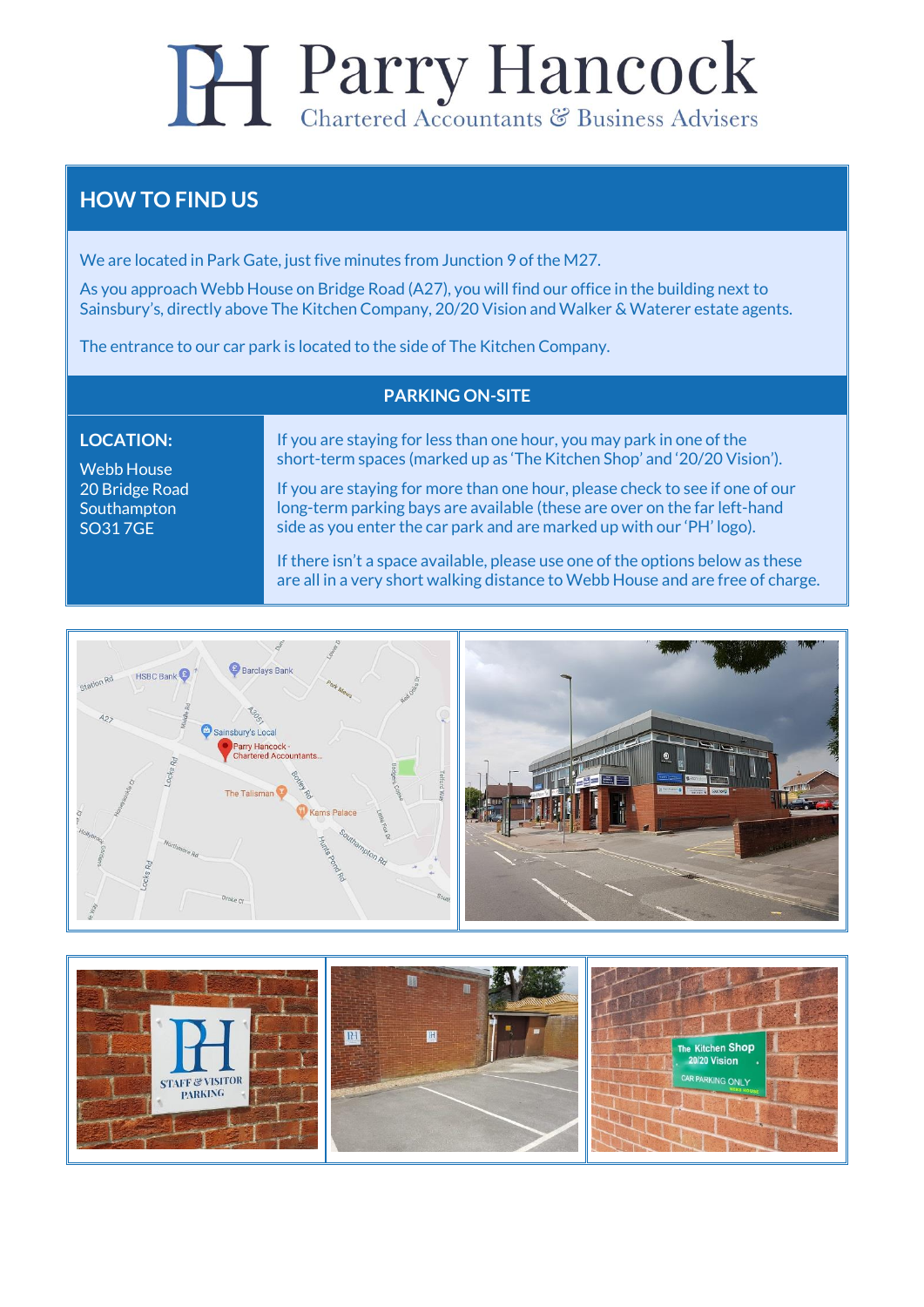# Parry Hancock

Chartered Accountants & Business Advisers

## HOW TO FIND US

We are located in Park Gate, just five minutes from Junction 9 of the M27.

As you approach Webb House on Bridge Road (A27), you will find our office in the building next to Sainsbury's, directly above The Kitchen Company, 20/20 Vision and Walker & Waterer estate agents.

The entrance to our car park is located to the side of The Kitchen Company.

### PARKING ON-SITE

**LOCATION:**

Webb House
20 Bridge Road
Southampton
SO31 7GE

If you are staying for less than one hour, you may park in one of the short-term spaces (marked up as 'The Kitchen Shop' and '20/20 Vision').

If you are staying for more than one hour, please check to see if one of our long-term parking bays are available (these are over on the far left-hand side as you enter the car park and are marked up with our 'PH' logo).

If there isn't a space available, please use one of the options below as these are all in a very short walking distance to Webb House and are free of charge.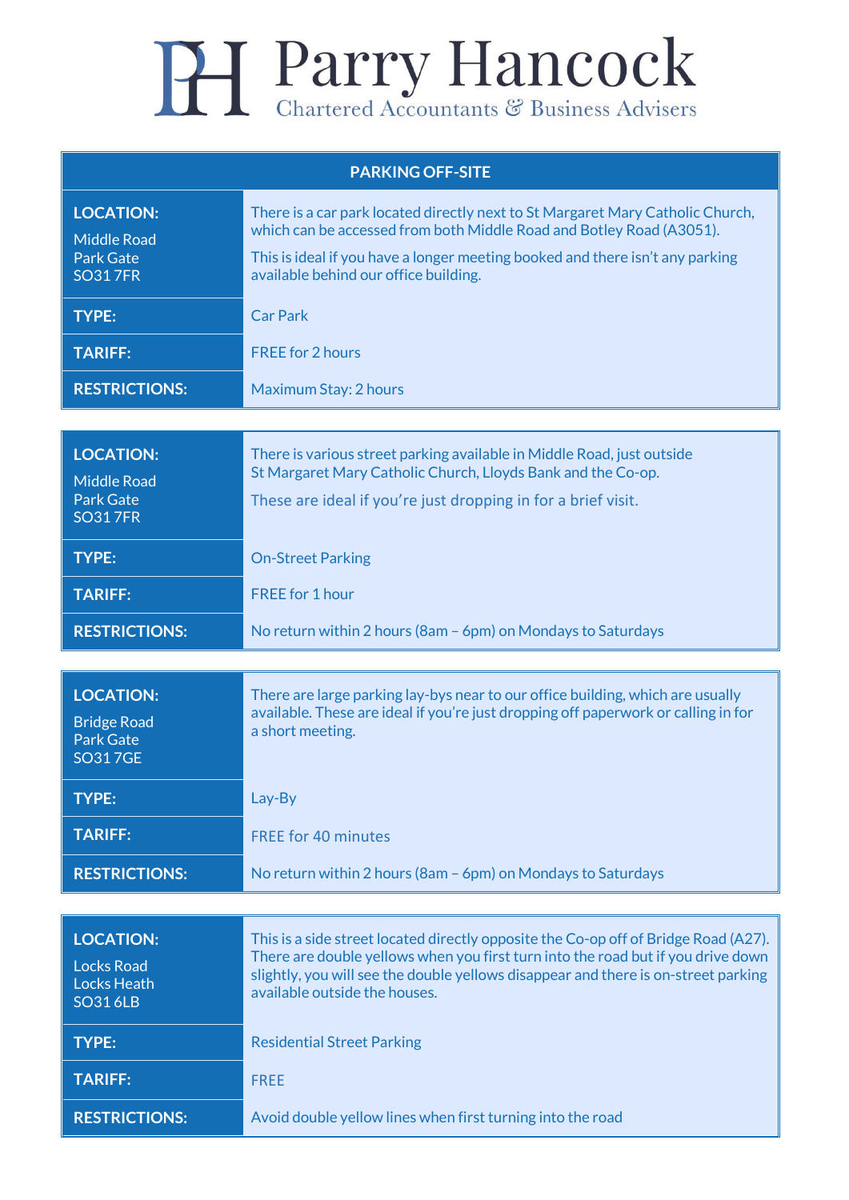# Parry Hancock

Chartered Accountants & Business Advisers

| PARKING OFF-SITE | |
|---|---|
| **LOCATION:**<br>Middle Road<br>Park Gate<br>SO31 7FR | There is a car park located directly next to St Margaret Mary Catholic Church, which can be accessed from both Middle Road and Botley Road (A3051).<br>This is ideal if you have a longer meeting booked and there isn't any parking available behind our office building. |
| **TYPE:** | Car Park |
| **TARIFF:** | FREE for 2 hours |
| **RESTRICTIONS:** | Maximum Stay: 2 hours |

| | |
|---|---|
| **LOCATION:**<br>Middle Road<br>Park Gate<br>SO31 7FR | There is various street parking available in Middle Road, just outside St Margaret Mary Catholic Church, Lloyds Bank and the Co-op.<br>These are ideal if you're just dropping in for a brief visit. |
| **TYPE:** | On-Street Parking |
| **TARIFF:** | FREE for 1 hour |
| **RESTRICTIONS:** | No return within 2 hours (8am – 6pm) on Mondays to Saturdays |

| | |
|---|---|
| **LOCATION:**<br>Bridge Road<br>Park Gate<br>SO31 7GE | There are large parking lay-bys near to our office building, which are usually available. These are ideal if you're just dropping off paperwork or calling in for a short meeting. |
| **TYPE:** | Lay-By |
| **TARIFF:** | FREE for 40 minutes |
| **RESTRICTIONS:** | No return within 2 hours (8am – 6pm) on Mondays to Saturdays |

| | |
|---|---|
| **LOCATION:**<br>Locks Road<br>Locks Heath<br>SO31 6LB | This is a side street located directly opposite the Co-op off of Bridge Road (A27). There are double yellows when you first turn into the road but if you drive down slightly, you will see the double yellows disappear and there is on-street parking available outside the houses. |
| **TYPE:** | Residential Street Parking |
| **TARIFF:** | FREE |
| **RESTRICTIONS:** | Avoid double yellow lines when first turning into the road |